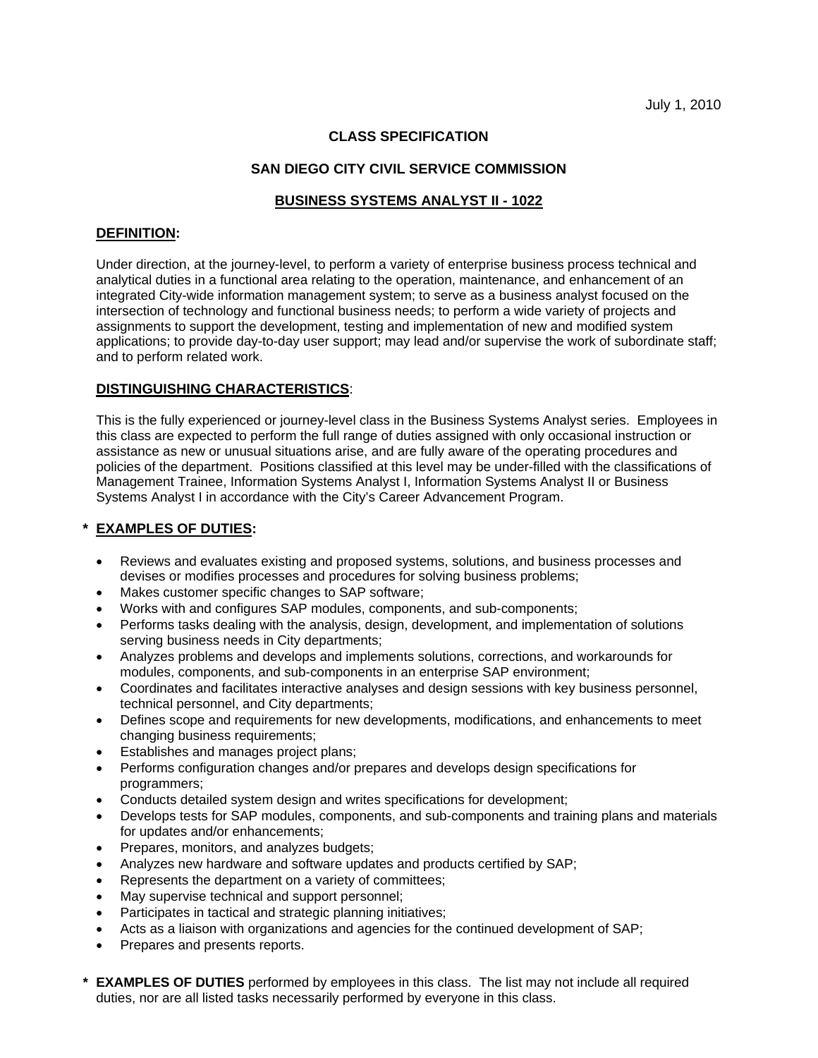July 1, 2010

**CLASS SPECIFICATION**

**SAN DIEGO CITY CIVIL SERVICE COMMISSION**

**BUSINESS SYSTEMS ANALYST II - 1022**

## DEFINITION:

Under direction, at the journey-level, to perform a variety of enterprise business process technical and analytical duties in a functional area relating to the operation, maintenance, and enhancement of an integrated City-wide information management system; to serve as a business analyst focused on the intersection of technology and functional business needs; to perform a wide variety of projects and assignments to support the development, testing and implementation of new and modified system applications; to provide day-to-day user support; may lead and/or supervise the work of subordinate staff; and to perform related work.

## DISTINGUISHING CHARACTERISTICS:

This is the fully experienced or journey-level class in the Business Systems Analyst series. Employees in this class are expected to perform the full range of duties assigned with only occasional instruction or assistance as new or unusual situations arise, and are fully aware of the operating procedures and policies of the department. Positions classified at this level may be under-filled with the classifications of Management Trainee, Information Systems Analyst I, Information Systems Analyst II or Business Systems Analyst I in accordance with the City's Career Advancement Program.

## * EXAMPLES OF DUTIES:

- Reviews and evaluates existing and proposed systems, solutions, and business processes and devises or modifies processes and procedures for solving business problems;
- Makes customer specific changes to SAP software;
- Works with and configures SAP modules, components, and sub-components;
- Performs tasks dealing with the analysis, design, development, and implementation of solutions serving business needs in City departments;
- Analyzes problems and develops and implements solutions, corrections, and workarounds for modules, components, and sub-components in an enterprise SAP environment;
- Coordinates and facilitates interactive analyses and design sessions with key business personnel, technical personnel, and City departments;
- Defines scope and requirements for new developments, modifications, and enhancements to meet changing business requirements;
- Establishes and manages project plans;
- Performs configuration changes and/or prepares and develops design specifications for programmers;
- Conducts detailed system design and writes specifications for development;
- Develops tests for SAP modules, components, and sub-components and training plans and materials for updates and/or enhancements;
- Prepares, monitors, and analyzes budgets;
- Analyzes new hardware and software updates and products certified by SAP;
- Represents the department on a variety of committees;
- May supervise technical and support personnel;
- Participates in tactical and strategic planning initiatives;
- Acts as a liaison with organizations and agencies for the continued development of SAP;
- Prepares and presents reports.

\* **EXAMPLES OF DUTIES** performed by employees in this class. The list may not include all required duties, nor are all listed tasks necessarily performed by everyone in this class.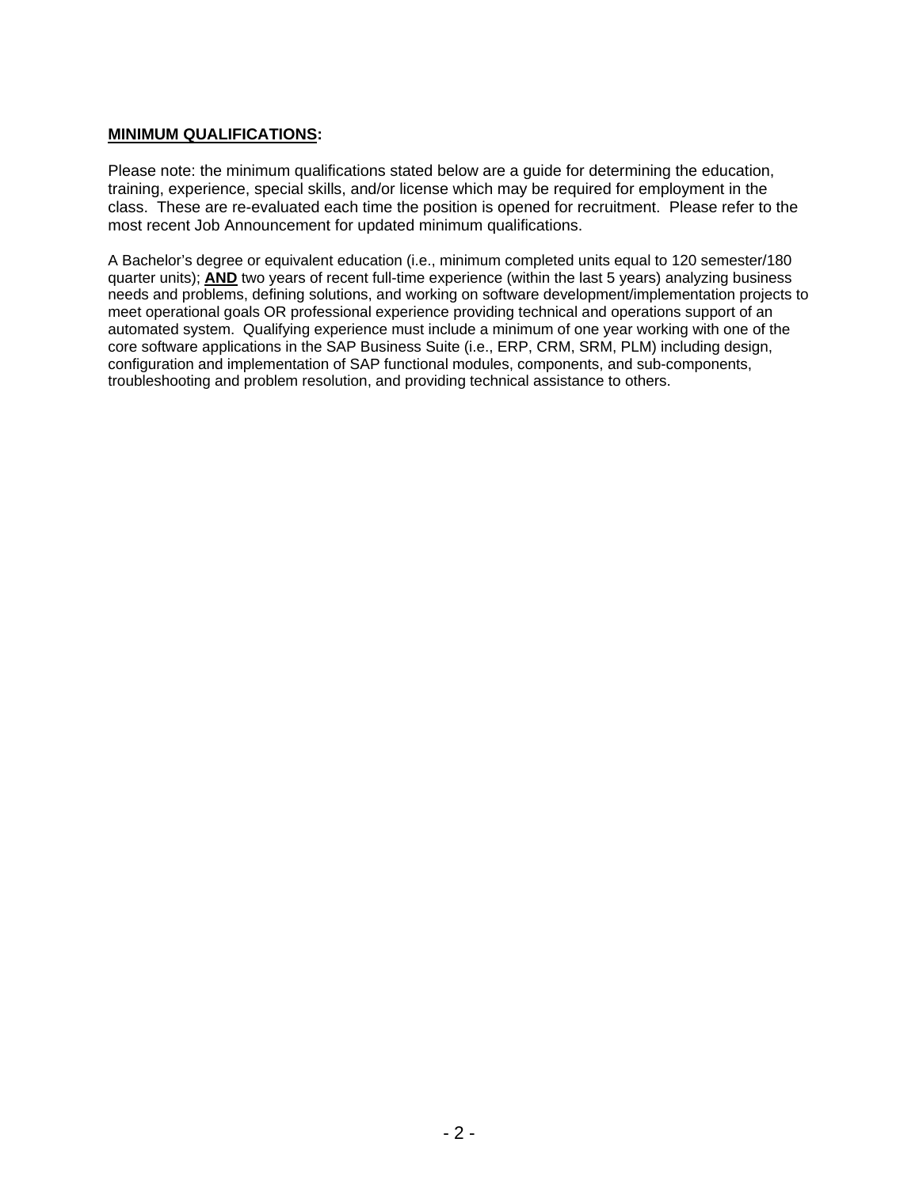**<u>MINIMUM QUALIFICATIONS</u>:**

Please note: the minimum qualifications stated below are a guide for determining the education, training, experience, special skills, and/or license which may be required for employment in the class. These are re-evaluated each time the position is opened for recruitment. Please refer to the most recent Job Announcement for updated minimum qualifications.

A Bachelor's degree or equivalent education (i.e., minimum completed units equal to 120 semester/180 quarter units); **<u>AND</u>** two years of recent full-time experience (within the last 5 years) analyzing business needs and problems, defining solutions, and working on software development/implementation projects to meet operational goals OR professional experience providing technical and operations support of an automated system. Qualifying experience must include a minimum of one year working with one of the core software applications in the SAP Business Suite (i.e., ERP, CRM, SRM, PLM) including design, configuration and implementation of SAP functional modules, components, and sub-components, troubleshooting and problem resolution, and providing technical assistance to others.